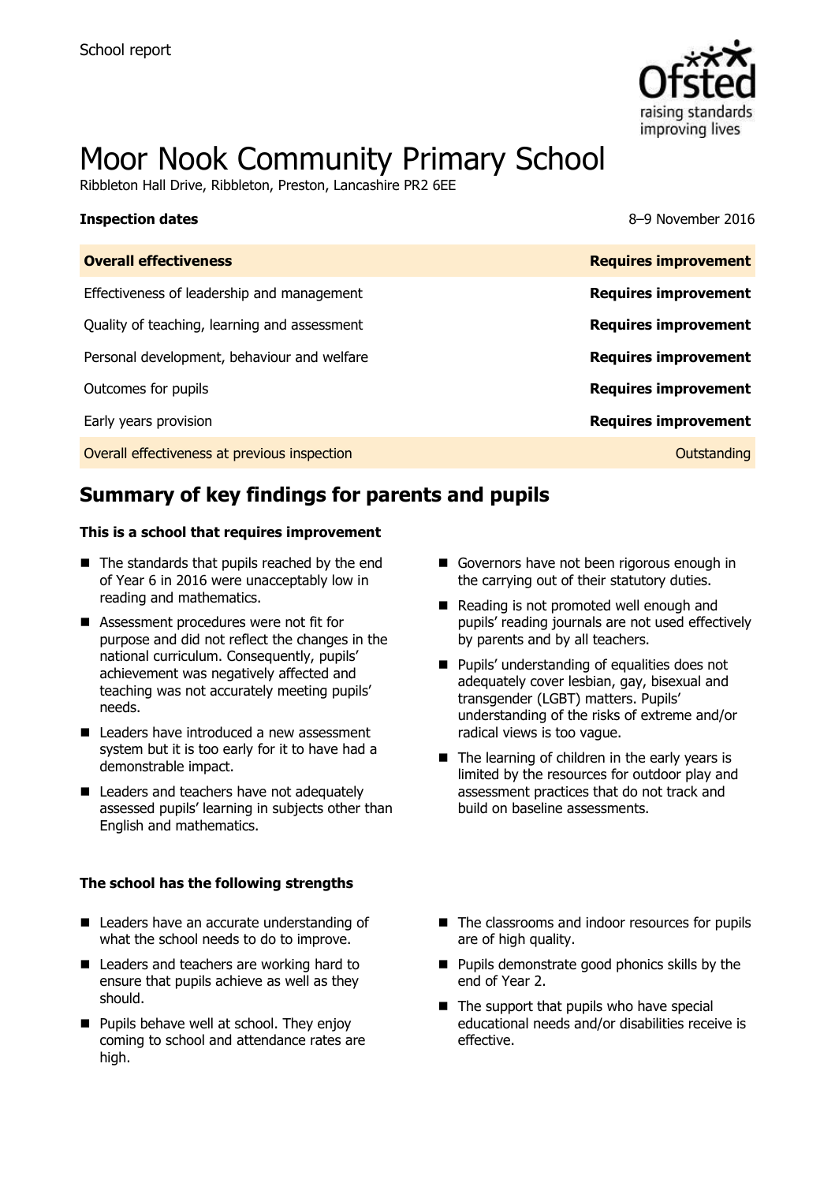School report

# Moor Nook Community Primary School

Ribbleton Hall Drive, Ribbleton, Preston, Lancashire PR2 6EE

**Inspection dates** 8–9 November 2016

| **Overall effectiveness** | **Requires improvement** |
|---|---|
| Effectiveness of leadership and management | **Requires improvement** |
| Quality of teaching, learning and assessment | **Requires improvement** |
| Personal development, behaviour and welfare | **Requires improvement** |
| Outcomes for pupils | **Requires improvement** |
| Early years provision | **Requires improvement** |
| Overall effectiveness at previous inspection | Outstanding |

## Summary of key findings for parents and pupils

**This is a school that requires improvement**

- The standards that pupils reached by the end of Year 6 in 2016 were unacceptably low in reading and mathematics.
- Assessment procedures were not fit for purpose and did not reflect the changes in the national curriculum. Consequently, pupils' achievement was negatively affected and teaching was not accurately meeting pupils' needs.
- Leaders have introduced a new assessment system but it is too early for it to have had a demonstrable impact.
- Leaders and teachers have not adequately assessed pupils' learning in subjects other than English and mathematics.
- Governors have not been rigorous enough in the carrying out of their statutory duties.
- Reading is not promoted well enough and pupils' reading journals are not used effectively by parents and by all teachers.
- Pupils' understanding of equalities does not adequately cover lesbian, gay, bisexual and transgender (LGBT) matters. Pupils' understanding of the risks of extreme and/or radical views is too vague.
- The learning of children in the early years is limited by the resources for outdoor play and assessment practices that do not track and build on baseline assessments.

**The school has the following strengths**

- Leaders have an accurate understanding of what the school needs to do to improve.
- Leaders and teachers are working hard to ensure that pupils achieve as well as they should.
- Pupils behave well at school. They enjoy coming to school and attendance rates are high.
- The classrooms and indoor resources for pupils are of high quality.
- Pupils demonstrate good phonics skills by the end of Year 2.
- The support that pupils who have special educational needs and/or disabilities receive is effective.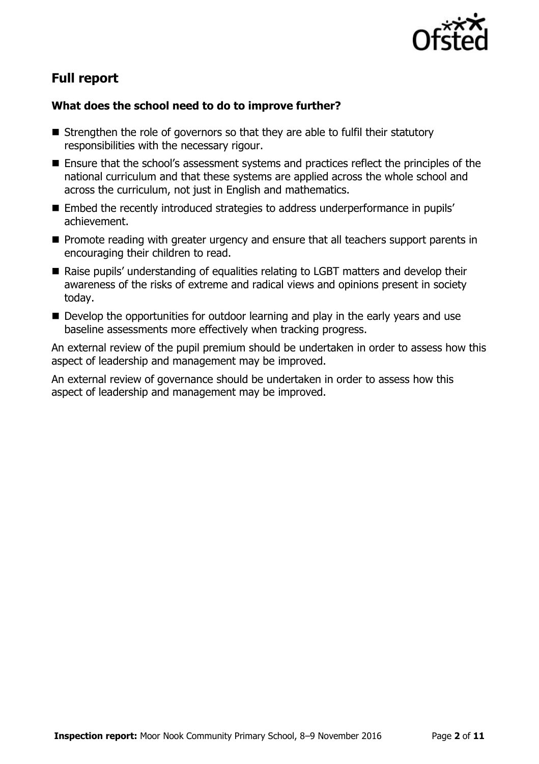## Full report

### What does the school need to do to improve further?

- Strengthen the role of governors so that they are able to fulfil their statutory responsibilities with the necessary rigour.
- Ensure that the school's assessment systems and practices reflect the principles of the national curriculum and that these systems are applied across the whole school and across the curriculum, not just in English and mathematics.
- Embed the recently introduced strategies to address underperformance in pupils' achievement.
- Promote reading with greater urgency and ensure that all teachers support parents in encouraging their children to read.
- Raise pupils' understanding of equalities relating to LGBT matters and develop their awareness of the risks of extreme and radical views and opinions present in society today.
- Develop the opportunities for outdoor learning and play in the early years and use baseline assessments more effectively when tracking progress.

An external review of the pupil premium should be undertaken in order to assess how this aspect of leadership and management may be improved.

An external review of governance should be undertaken in order to assess how this aspect of leadership and management may be improved.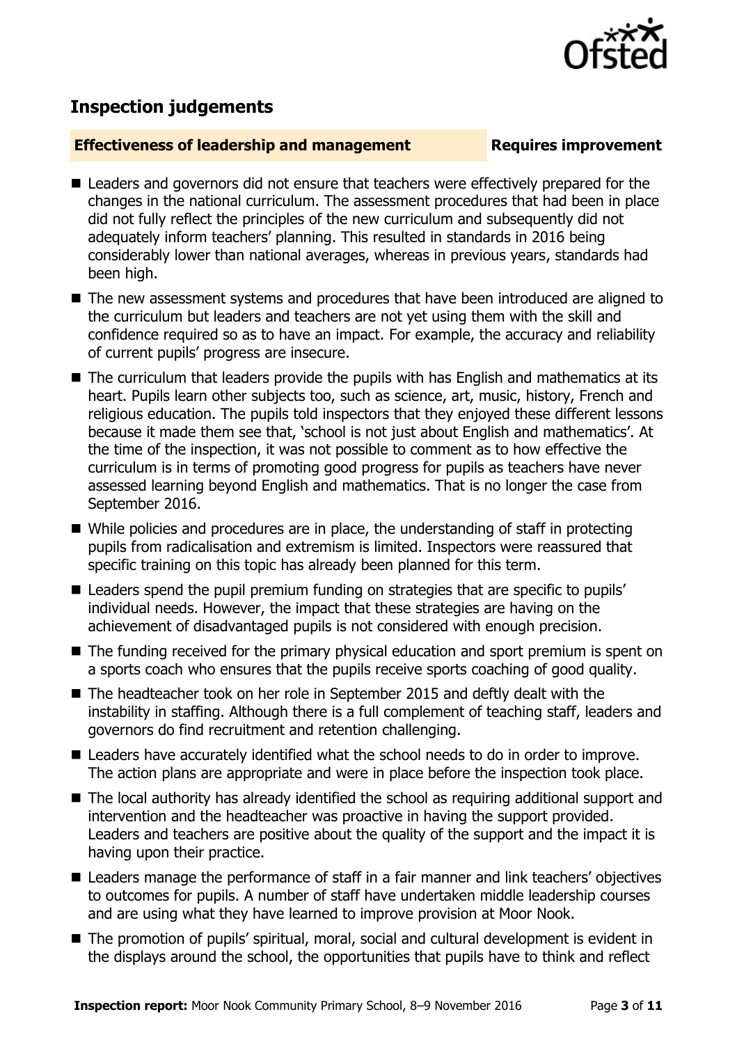## Inspection judgements

**Effectiveness of leadership and management** **Requires improvement**

- Leaders and governors did not ensure that teachers were effectively prepared for the changes in the national curriculum. The assessment procedures that had been in place did not fully reflect the principles of the new curriculum and subsequently did not adequately inform teachers' planning. This resulted in standards in 2016 being considerably lower than national averages, whereas in previous years, standards had been high.
- The new assessment systems and procedures that have been introduced are aligned to the curriculum but leaders and teachers are not yet using them with the skill and confidence required so as to have an impact. For example, the accuracy and reliability of current pupils' progress are insecure.
- The curriculum that leaders provide the pupils with has English and mathematics at its heart. Pupils learn other subjects too, such as science, art, music, history, French and religious education. The pupils told inspectors that they enjoyed these different lessons because it made them see that, 'school is not just about English and mathematics'. At the time of the inspection, it was not possible to comment as to how effective the curriculum is in terms of promoting good progress for pupils as teachers have never assessed learning beyond English and mathematics. That is no longer the case from September 2016.
- While policies and procedures are in place, the understanding of staff in protecting pupils from radicalisation and extremism is limited. Inspectors were reassured that specific training on this topic has already been planned for this term.
- Leaders spend the pupil premium funding on strategies that are specific to pupils' individual needs. However, the impact that these strategies are having on the achievement of disadvantaged pupils is not considered with enough precision.
- The funding received for the primary physical education and sport premium is spent on a sports coach who ensures that the pupils receive sports coaching of good quality.
- The headteacher took on her role in September 2015 and deftly dealt with the instability in staffing. Although there is a full complement of teaching staff, leaders and governors do find recruitment and retention challenging.
- Leaders have accurately identified what the school needs to do in order to improve. The action plans are appropriate and were in place before the inspection took place.
- The local authority has already identified the school as requiring additional support and intervention and the headteacher was proactive in having the support provided. Leaders and teachers are positive about the quality of the support and the impact it is having upon their practice.
- Leaders manage the performance of staff in a fair manner and link teachers' objectives to outcomes for pupils. A number of staff have undertaken middle leadership courses and are using what they have learned to improve provision at Moor Nook.
- The promotion of pupils' spiritual, moral, social and cultural development is evident in the displays around the school, the opportunities that pupils have to think and reflect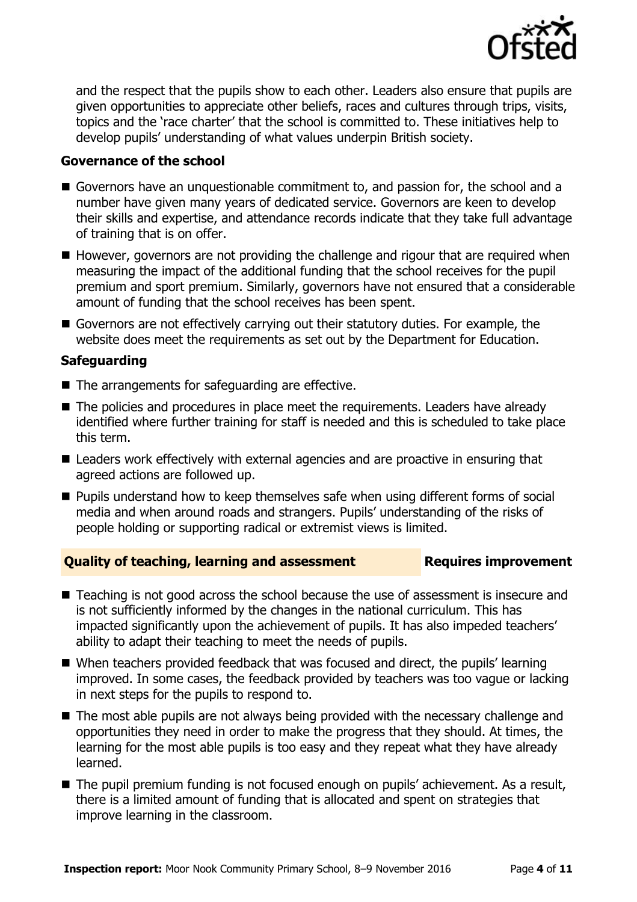and the respect that the pupils show to each other. Leaders also ensure that pupils are given opportunities to appreciate other beliefs, races and cultures through trips, visits, topics and the 'race charter' that the school is committed to. These initiatives help to develop pupils' understanding of what values underpin British society.

### Governance of the school

- Governors have an unquestionable commitment to, and passion for, the school and a number have given many years of dedicated service. Governors are keen to develop their skills and expertise, and attendance records indicate that they take full advantage of training that is on offer.
- However, governors are not providing the challenge and rigour that are required when measuring the impact of the additional funding that the school receives for the pupil premium and sport premium. Similarly, governors have not ensured that a considerable amount of funding that the school receives has been spent.
- Governors are not effectively carrying out their statutory duties. For example, the website does meet the requirements as set out by the Department for Education.

### Safeguarding

- The arrangements for safeguarding are effective.
- The policies and procedures in place meet the requirements. Leaders have already identified where further training for staff is needed and this is scheduled to take place this term.
- Leaders work effectively with external agencies and are proactive in ensuring that agreed actions are followed up.
- Pupils understand how to keep themselves safe when using different forms of social media and when around roads and strangers. Pupils' understanding of the risks of people holding or supporting radical or extremist views is limited.

## Quality of teaching, learning and assessment — Requires improvement

- Teaching is not good across the school because the use of assessment is insecure and is not sufficiently informed by the changes in the national curriculum. This has impacted significantly upon the achievement of pupils. It has also impeded teachers' ability to adapt their teaching to meet the needs of pupils.
- When teachers provided feedback that was focused and direct, the pupils' learning improved. In some cases, the feedback provided by teachers was too vague or lacking in next steps for the pupils to respond to.
- The most able pupils are not always being provided with the necessary challenge and opportunities they need in order to make the progress that they should. At times, the learning for the most able pupils is too easy and they repeat what they have already learned.
- The pupil premium funding is not focused enough on pupils' achievement. As a result, there is a limited amount of funding that is allocated and spent on strategies that improve learning in the classroom.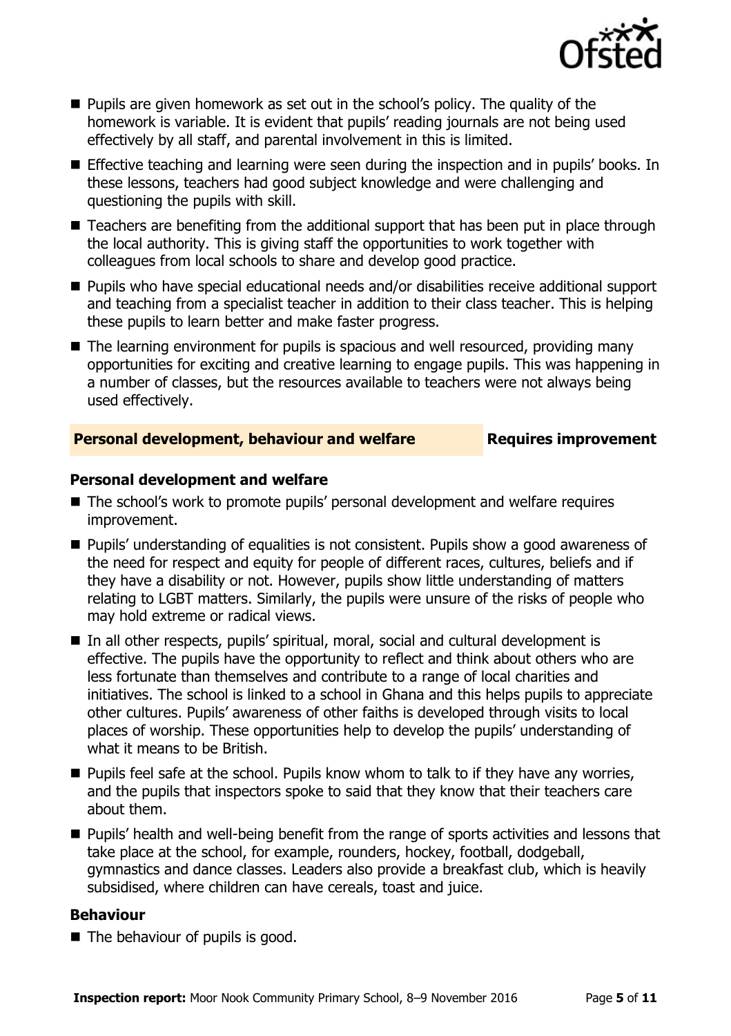- Pupils are given homework as set out in the school's policy. The quality of the homework is variable. It is evident that pupils' reading journals are not being used effectively by all staff, and parental involvement in this is limited.
- Effective teaching and learning were seen during the inspection and in pupils' books. In these lessons, teachers had good subject knowledge and were challenging and questioning the pupils with skill.
- Teachers are benefiting from the additional support that has been put in place through the local authority. This is giving staff the opportunities to work together with colleagues from local schools to share and develop good practice.
- Pupils who have special educational needs and/or disabilities receive additional support and teaching from a specialist teacher in addition to their class teacher. This is helping these pupils to learn better and make faster progress.
- The learning environment for pupils is spacious and well resourced, providing many opportunities for exciting and creative learning to engage pupils. This was happening in a number of classes, but the resources available to teachers were not always being used effectively.

## Personal development, behaviour and welfare — Requires improvement

### Personal development and welfare

- The school's work to promote pupils' personal development and welfare requires improvement.
- Pupils' understanding of equalities is not consistent. Pupils show a good awareness of the need for respect and equity for people of different races, cultures, beliefs and if they have a disability or not. However, pupils show little understanding of matters relating to LGBT matters. Similarly, the pupils were unsure of the risks of people who may hold extreme or radical views.
- In all other respects, pupils' spiritual, moral, social and cultural development is effective. The pupils have the opportunity to reflect and think about others who are less fortunate than themselves and contribute to a range of local charities and initiatives. The school is linked to a school in Ghana and this helps pupils to appreciate other cultures. Pupils' awareness of other faiths is developed through visits to local places of worship. These opportunities help to develop the pupils' understanding of what it means to be British.
- Pupils feel safe at the school. Pupils know whom to talk to if they have any worries, and the pupils that inspectors spoke to said that they know that their teachers care about them.
- Pupils' health and well-being benefit from the range of sports activities and lessons that take place at the school, for example, rounders, hockey, football, dodgeball, gymnastics and dance classes. Leaders also provide a breakfast club, which is heavily subsidised, where children can have cereals, toast and juice.

### Behaviour

- The behaviour of pupils is good.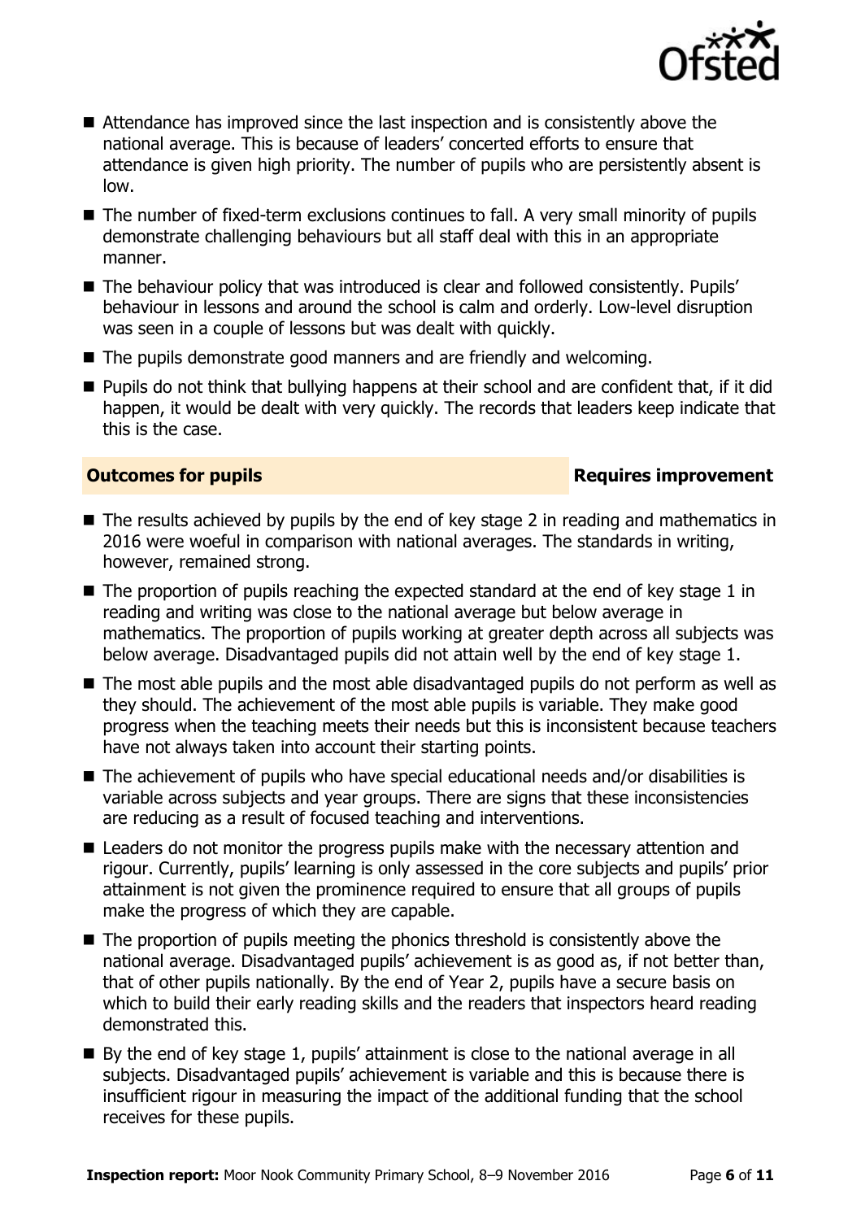- Attendance has improved since the last inspection and is consistently above the national average. This is because of leaders' concerted efforts to ensure that attendance is given high priority. The number of pupils who are persistently absent is low.
- The number of fixed-term exclusions continues to fall. A very small minority of pupils demonstrate challenging behaviours but all staff deal with this in an appropriate manner.
- The behaviour policy that was introduced is clear and followed consistently. Pupils' behaviour in lessons and around the school is calm and orderly. Low-level disruption was seen in a couple of lessons but was dealt with quickly.
- The pupils demonstrate good manners and are friendly and welcoming.
- Pupils do not think that bullying happens at their school and are confident that, if it did happen, it would be dealt with very quickly. The records that leaders keep indicate that this is the case.

## Outcomes for pupils — Requires improvement

- The results achieved by pupils by the end of key stage 2 in reading and mathematics in 2016 were woeful in comparison with national averages. The standards in writing, however, remained strong.
- The proportion of pupils reaching the expected standard at the end of key stage 1 in reading and writing was close to the national average but below average in mathematics. The proportion of pupils working at greater depth across all subjects was below average. Disadvantaged pupils did not attain well by the end of key stage 1.
- The most able pupils and the most able disadvantaged pupils do not perform as well as they should. The achievement of the most able pupils is variable. They make good progress when the teaching meets their needs but this is inconsistent because teachers have not always taken into account their starting points.
- The achievement of pupils who have special educational needs and/or disabilities is variable across subjects and year groups. There are signs that these inconsistencies are reducing as a result of focused teaching and interventions.
- Leaders do not monitor the progress pupils make with the necessary attention and rigour. Currently, pupils' learning is only assessed in the core subjects and pupils' prior attainment is not given the prominence required to ensure that all groups of pupils make the progress of which they are capable.
- The proportion of pupils meeting the phonics threshold is consistently above the national average. Disadvantaged pupils' achievement is as good as, if not better than, that of other pupils nationally. By the end of Year 2, pupils have a secure basis on which to build their early reading skills and the readers that inspectors heard reading demonstrated this.
- By the end of key stage 1, pupils' attainment is close to the national average in all subjects. Disadvantaged pupils' achievement is variable and this is because there is insufficient rigour in measuring the impact of the additional funding that the school receives for these pupils.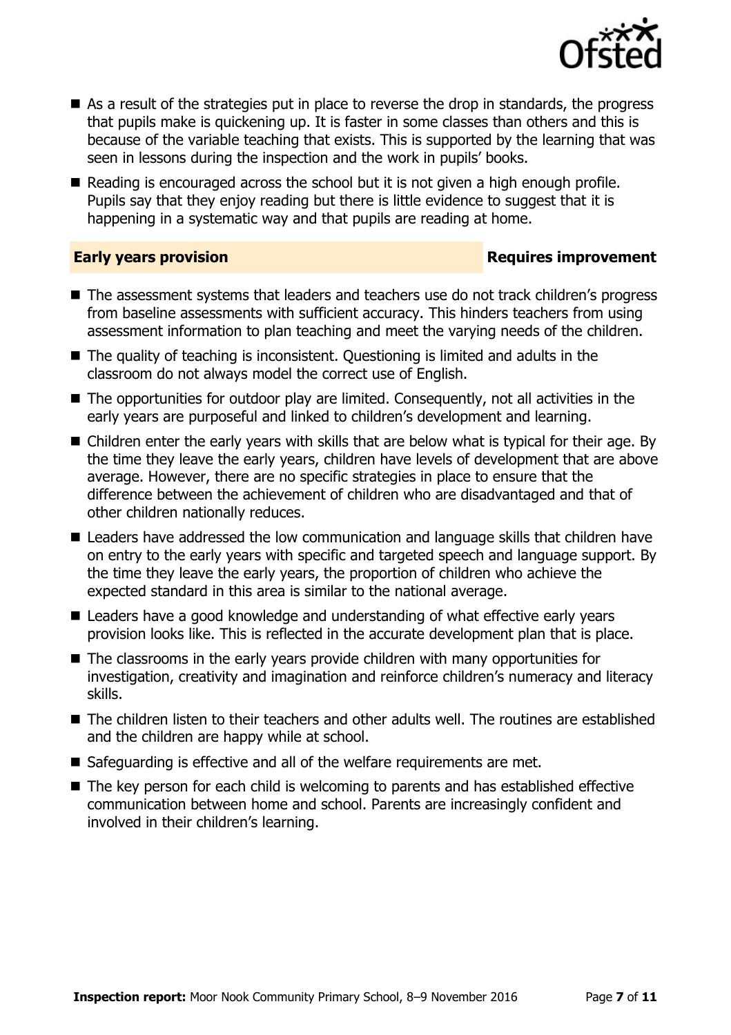- As a result of the strategies put in place to reverse the drop in standards, the progress that pupils make is quickening up. It is faster in some classes than others and this is because of the variable teaching that exists. This is supported by the learning that was seen in lessons during the inspection and the work in pupils' books.
- Reading is encouraged across the school but it is not given a high enough profile. Pupils say that they enjoy reading but there is little evidence to suggest that it is happening in a systematic way and that pupils are reading at home.

## Early years provision — Requires improvement

- The assessment systems that leaders and teachers use do not track children's progress from baseline assessments with sufficient accuracy. This hinders teachers from using assessment information to plan teaching and meet the varying needs of the children.
- The quality of teaching is inconsistent. Questioning is limited and adults in the classroom do not always model the correct use of English.
- The opportunities for outdoor play are limited. Consequently, not all activities in the early years are purposeful and linked to children's development and learning.
- Children enter the early years with skills that are below what is typical for their age. By the time they leave the early years, children have levels of development that are above average. However, there are no specific strategies in place to ensure that the difference between the achievement of children who are disadvantaged and that of other children nationally reduces.
- Leaders have addressed the low communication and language skills that children have on entry to the early years with specific and targeted speech and language support. By the time they leave the early years, the proportion of children who achieve the expected standard in this area is similar to the national average.
- Leaders have a good knowledge and understanding of what effective early years provision looks like. This is reflected in the accurate development plan that is place.
- The classrooms in the early years provide children with many opportunities for investigation, creativity and imagination and reinforce children's numeracy and literacy skills.
- The children listen to their teachers and other adults well. The routines are established and the children are happy while at school.
- Safeguarding is effective and all of the welfare requirements are met.
- The key person for each child is welcoming to parents and has established effective communication between home and school. Parents are increasingly confident and involved in their children's learning.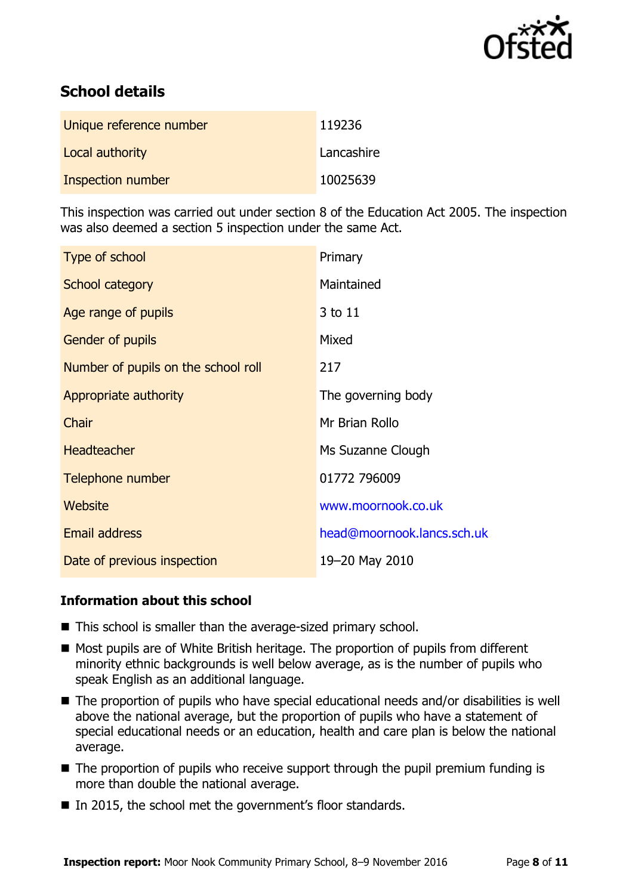## School details

| | |
|---|---|
| Unique reference number | 119236 |
| Local authority | Lancashire |
| Inspection number | 10025639 |

This inspection was carried out under section 8 of the Education Act 2005. The inspection was also deemed a section 5 inspection under the same Act.

| | |
|---|---|
| Type of school | Primary |
| School category | Maintained |
| Age range of pupils | 3 to 11 |
| Gender of pupils | Mixed |
| Number of pupils on the school roll | 217 |
| Appropriate authority | The governing body |
| Chair | Mr Brian Rollo |
| Headteacher | Ms Suzanne Clough |
| Telephone number | 01772 796009 |
| Website | www.moornook.co.uk |
| Email address | head@moornook.lancs.sch.uk |
| Date of previous inspection | 19–20 May 2010 |

### Information about this school

- This school is smaller than the average-sized primary school.
- Most pupils are of White British heritage. The proportion of pupils from different minority ethnic backgrounds is well below average, as is the number of pupils who speak English as an additional language.
- The proportion of pupils who have special educational needs and/or disabilities is well above the national average, but the proportion of pupils who have a statement of special educational needs or an education, health and care plan is below the national average.
- The proportion of pupils who receive support through the pupil premium funding is more than double the national average.
- In 2015, the school met the government's floor standards.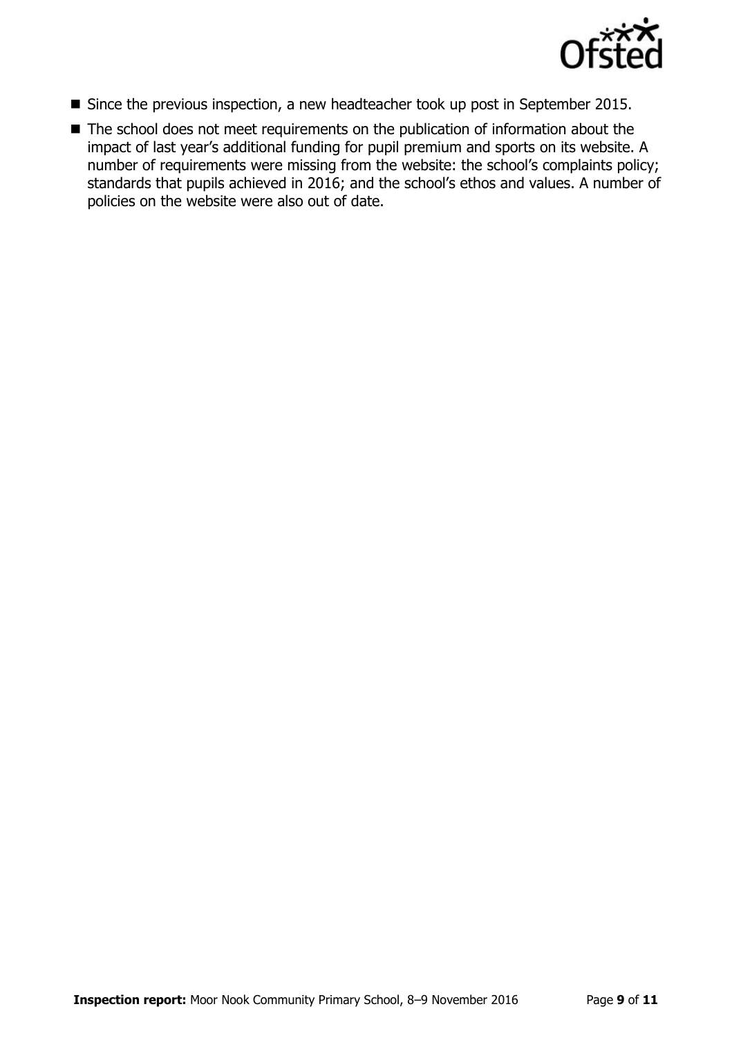- Since the previous inspection, a new headteacher took up post in September 2015.
- The school does not meet requirements on the publication of information about the impact of last year's additional funding for pupil premium and sports on its website. A number of requirements were missing from the website: the school's complaints policy; standards that pupils achieved in 2016; and the school's ethos and values. A number of policies on the website were also out of date.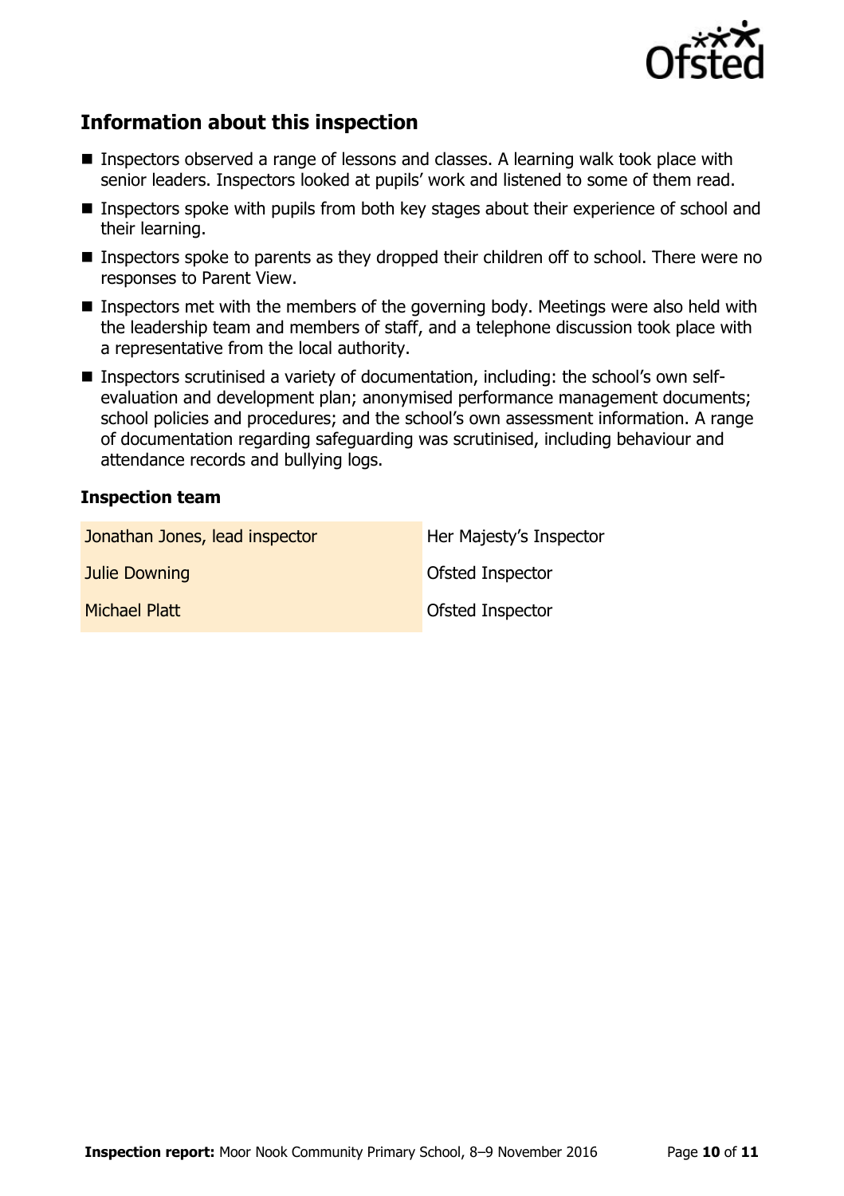## Information about this inspection

- Inspectors observed a range of lessons and classes. A learning walk took place with senior leaders. Inspectors looked at pupils' work and listened to some of them read.
- Inspectors spoke with pupils from both key stages about their experience of school and their learning.
- Inspectors spoke to parents as they dropped their children off to school. There were no responses to Parent View.
- Inspectors met with the members of the governing body. Meetings were also held with the leadership team and members of staff, and a telephone discussion took place with a representative from the local authority.
- Inspectors scrutinised a variety of documentation, including: the school's own self-evaluation and development plan; anonymised performance management documents; school policies and procedures; and the school's own assessment information. A range of documentation regarding safeguarding was scrutinised, including behaviour and attendance records and bullying logs.

### Inspection team

| | |
|---|---|
| Jonathan Jones, lead inspector | Her Majesty's Inspector |
| Julie Downing | Ofsted Inspector |
| Michael Platt | Ofsted Inspector |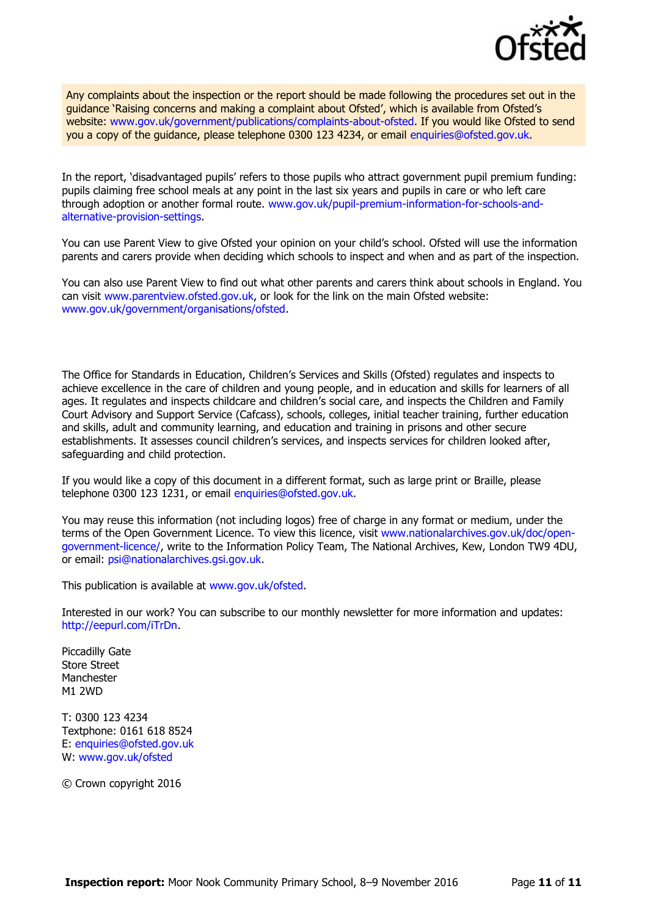Any complaints about the inspection or the report should be made following the procedures set out in the guidance 'Raising concerns and making a complaint about Ofsted', which is available from Ofsted's website: www.gov.uk/government/publications/complaints-about-ofsted. If you would like Ofsted to send you a copy of the guidance, please telephone 0300 123 4234, or email enquiries@ofsted.gov.uk.

In the report, 'disadvantaged pupils' refers to those pupils who attract government pupil premium funding: pupils claiming free school meals at any point in the last six years and pupils in care or who left care through adoption or another formal route. www.gov.uk/pupil-premium-information-for-schools-and-alternative-provision-settings.

You can use Parent View to give Ofsted your opinion on your child's school. Ofsted will use the information parents and carers provide when deciding which schools to inspect and when and as part of the inspection.

You can also use Parent View to find out what other parents and carers think about schools in England. You can visit www.parentview.ofsted.gov.uk, or look for the link on the main Ofsted website: www.gov.uk/government/organisations/ofsted.

The Office for Standards in Education, Children's Services and Skills (Ofsted) regulates and inspects to achieve excellence in the care of children and young people, and in education and skills for learners of all ages. It regulates and inspects childcare and children's social care, and inspects the Children and Family Court Advisory and Support Service (Cafcass), schools, colleges, initial teacher training, further education and skills, adult and community learning, and education and training in prisons and other secure establishments. It assesses council children's services, and inspects services for children looked after, safeguarding and child protection.

If you would like a copy of this document in a different format, such as large print or Braille, please telephone 0300 123 1231, or email enquiries@ofsted.gov.uk.

You may reuse this information (not including logos) free of charge in any format or medium, under the terms of the Open Government Licence. To view this licence, visit www.nationalarchives.gov.uk/doc/open-government-licence/, write to the Information Policy Team, The National Archives, Kew, London TW9 4DU, or email: psi@nationalarchives.gsi.gov.uk.

This publication is available at www.gov.uk/ofsted.

Interested in our work? You can subscribe to our monthly newsletter for more information and updates: http://eepurl.com/iTrDn.

Piccadilly Gate
Store Street
Manchester
M1 2WD

T: 0300 123 4234
Textphone: 0161 618 8524
E: enquiries@ofsted.gov.uk
W: www.gov.uk/ofsted

© Crown copyright 2016